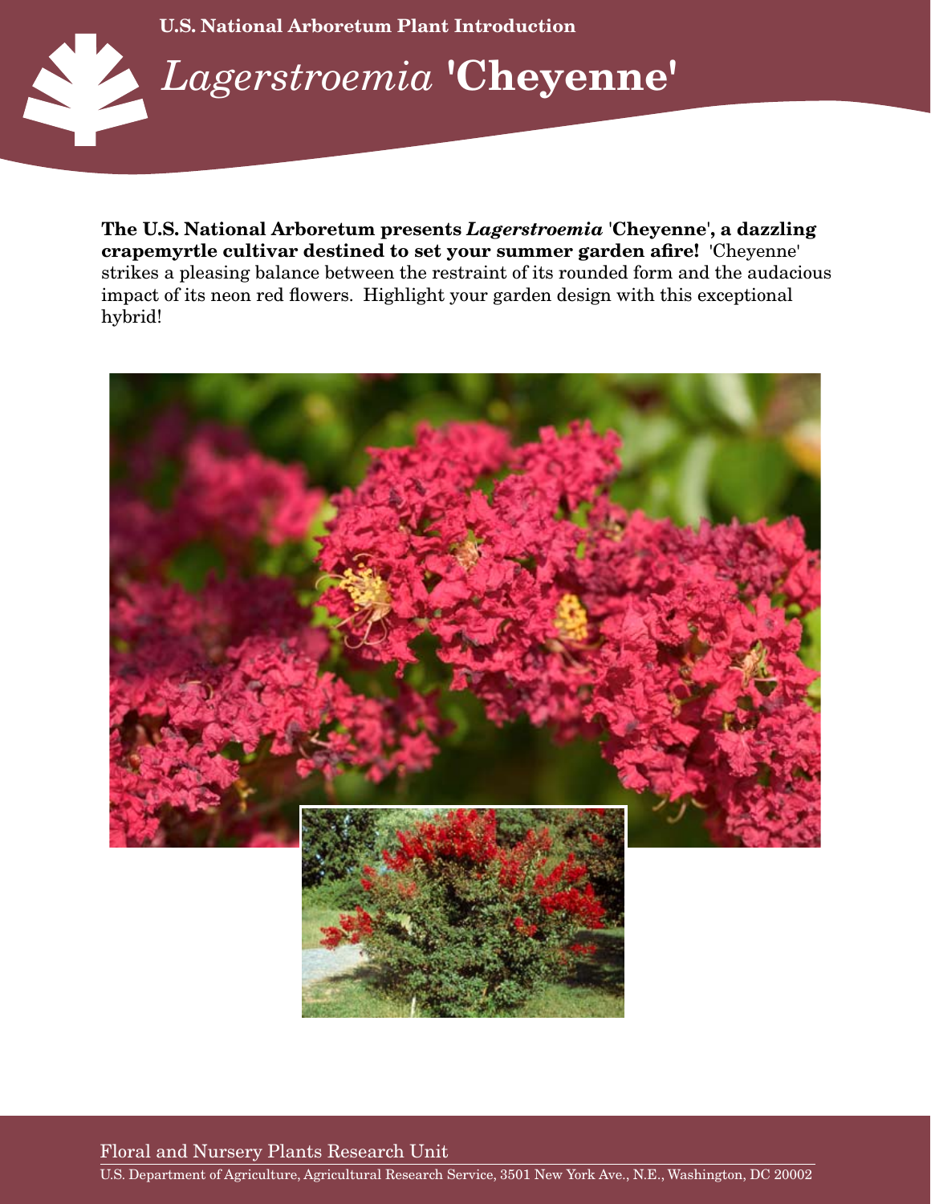U.S. National Arboretum Plant Introduction

# *Lagerstroemia* 'Cheyenne'

**The U.S. National Arboretum presents *Lagerstroemia* 'Cheyenne', a dazzling crapemyrtle cultivar destined to set your summer garden afire!** 'Cheyenne' strikes a pleasing balance between the restraint of its rounded form and the audacious impact of its neon red flowers. Highlight your garden design with this exceptional hybrid!

Floral and Nursery Plants Research Unit

U.S. Department of Agriculture, Agricultural Research Service, 3501 New York Ave., N.E., Washington, DC 20002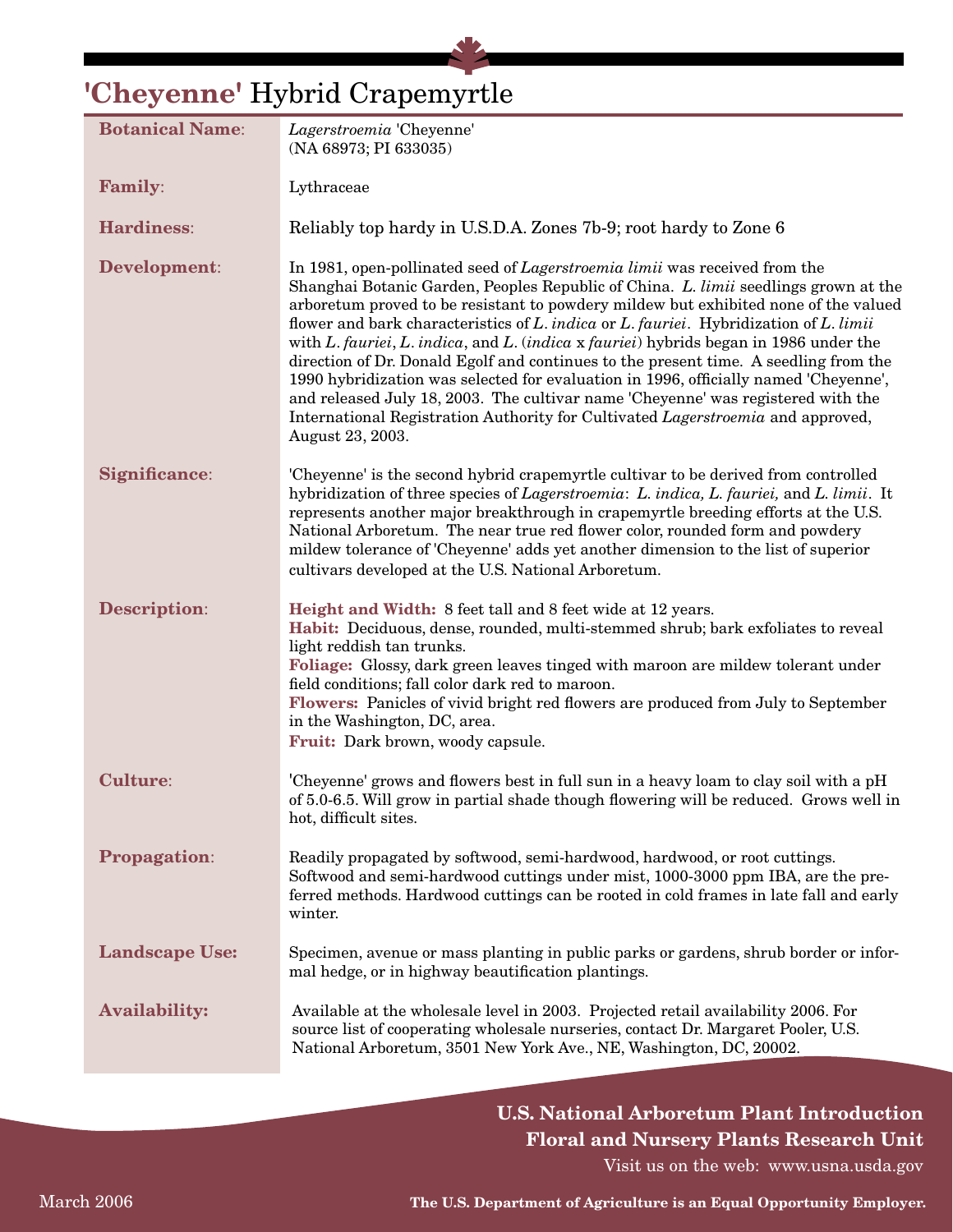# **'Cheyenne'** Hybrid Crapemyrtle

| | |
|---|---|
| **Botanical Name**: | *Lagerstroemia* 'Cheyenne' (NA 68973; PI 633035) |
| **Family**: | Lythraceae |
| **Hardiness**: | Reliably top hardy in U.S.D.A. Zones 7b-9; root hardy to Zone 6 |
| **Development**: | In 1981, open-pollinated seed of *Lagerstroemia limii* was received from the Shanghai Botanic Garden, Peoples Republic of China. *L. limii* seedlings grown at the arboretum proved to be resistant to powdery mildew but exhibited none of the valued flower and bark characteristics of *L. indica* or *L. fauriei*. Hybridization of *L. limii* with *L. fauriei*, *L. indica*, and *L.* (*indica* x *fauriei*) hybrids began in 1986 under the direction of Dr. Donald Egolf and continues to the present time. A seedling from the 1990 hybridization was selected for evaluation in 1996, officially named 'Cheyenne', and released July 18, 2003. The cultivar name 'Cheyenne' was registered with the International Registration Authority for Cultivated *Lagerstroemia* and approved, August 23, 2003. |
| **Significance**: | 'Cheyenne' is the second hybrid crapemyrtle cultivar to be derived from controlled hybridization of three species of *Lagerstroemia*: *L. indica, L. fauriei,* and *L. limii*. It represents another major breakthrough in crapemyrtle breeding efforts at the U.S. National Arboretum. The near true red flower color, rounded form and powdery mildew tolerance of 'Cheyenne' adds yet another dimension to the list of superior cultivars developed at the U.S. National Arboretum. |
| **Description**: | **Height and Width:** 8 feet tall and 8 feet wide at 12 years.<br>**Habit:** Deciduous, dense, rounded, multi-stemmed shrub; bark exfoliates to reveal light reddish tan trunks.<br>**Foliage:** Glossy, dark green leaves tinged with maroon are mildew tolerant under field conditions; fall color dark red to maroon.<br>**Flowers:** Panicles of vivid bright red flowers are produced from July to September in the Washington, DC, area.<br>**Fruit:** Dark brown, woody capsule. |
| **Culture**: | 'Cheyenne' grows and flowers best in full sun in a heavy loam to clay soil with a pH of 5.0-6.5. Will grow in partial shade though flowering will be reduced. Grows well in hot, difficult sites. |
| **Propagation**: | Readily propagated by softwood, semi-hardwood, hardwood, or root cuttings. Softwood and semi-hardwood cuttings under mist, 1000-3000 ppm IBA, are the preferred methods. Hardwood cuttings can be rooted in cold frames in late fall and early winter. |
| **Landscape Use:** | Specimen, avenue or mass planting in public parks or gardens, shrub border or informal hedge, or in highway beautification plantings. |
| **Availability:** | Available at the wholesale level in 2003. Projected retail availability 2006. For source list of cooperating wholesale nurseries, contact Dr. Margaret Pooler, U.S. National Arboretum, 3501 New York Ave., NE, Washington, DC, 20002. |

**U.S. National Arboretum Plant Introduction**
**Floral and Nursery Plants Research Unit**
Visit us on the web: www.usna.usda.gov

March 2006

**The U.S. Department of Agriculture is an Equal Opportunity Employer.**